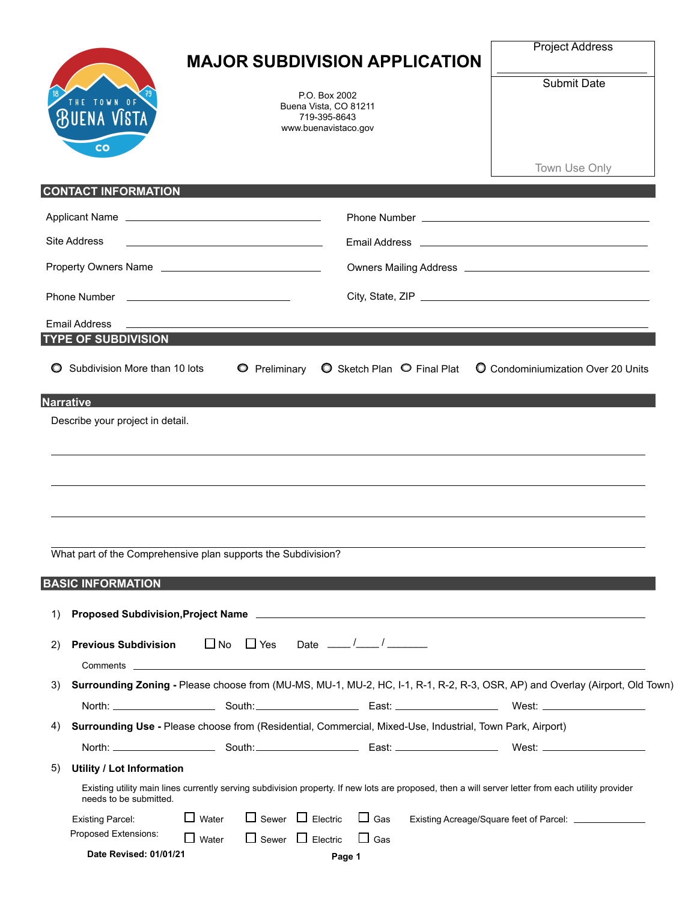# MAJOR SUBDIVISION APPLICATION

P.O. Box 2002
Buena Vista, CO 81211
719-395-8643
www.buenavistaco.gov

| Project Address |
|---|
| |
| Submit Date |
| |
| Town Use Only |

## CONTACT INFORMATION

Applicant Name ______________________ Phone Number ______________________

Site Address ______________________ Email Address ______________________

Property Owners Name ______________________ Owners Mailing Address ______________________

Phone Number ______________________ City, State, ZIP ______________________

Email Address ______________________

## TYPE OF SUBDIVISION

○ Subdivision More than 10 lots ○ Preliminary ○ Sketch Plan ○ Final Plat ○ Condominiumization Over 20 Units

## Narrative

Describe your project in detail.

______________________

______________________

______________________

______________________

What part of the Comprehensive plan supports the Subdivision?

## BASIC INFORMATION

1) **Proposed Subdivision,Project Name** ______________________

2) **Previous Subdivision** ☐ No ☐ Yes Date ____/____/_______

Comments ______________________

3) **Surrounding Zoning -** Please choose from (MU-MS, MU-1, MU-2, HC, I-1, R-1, R-2, R-3, OSR, AP) and Overlay (Airport, Old Town)

North: __________ South: __________ East: __________ West: __________

4) **Surrounding Use -** Please choose from (Residential, Commercial, Mixed-Use, Industrial, Town Park, Airport)

North: __________ South: __________ East: __________ West: __________

5) **Utility / Lot Information**

Existing utility main lines currently serving subdivision property. If new lots are proposed, then a will server letter from each utility provider needs to be submitted.

Existing Parcel: ☐ Water ☐ Sewer ☐ Electric ☐ Gas Existing Acreage/Square feet of Parcel: __________

Proposed Extensions: ☐ Water ☐ Sewer ☐ Electric ☐ Gas

**Date Revised: 01/01/21**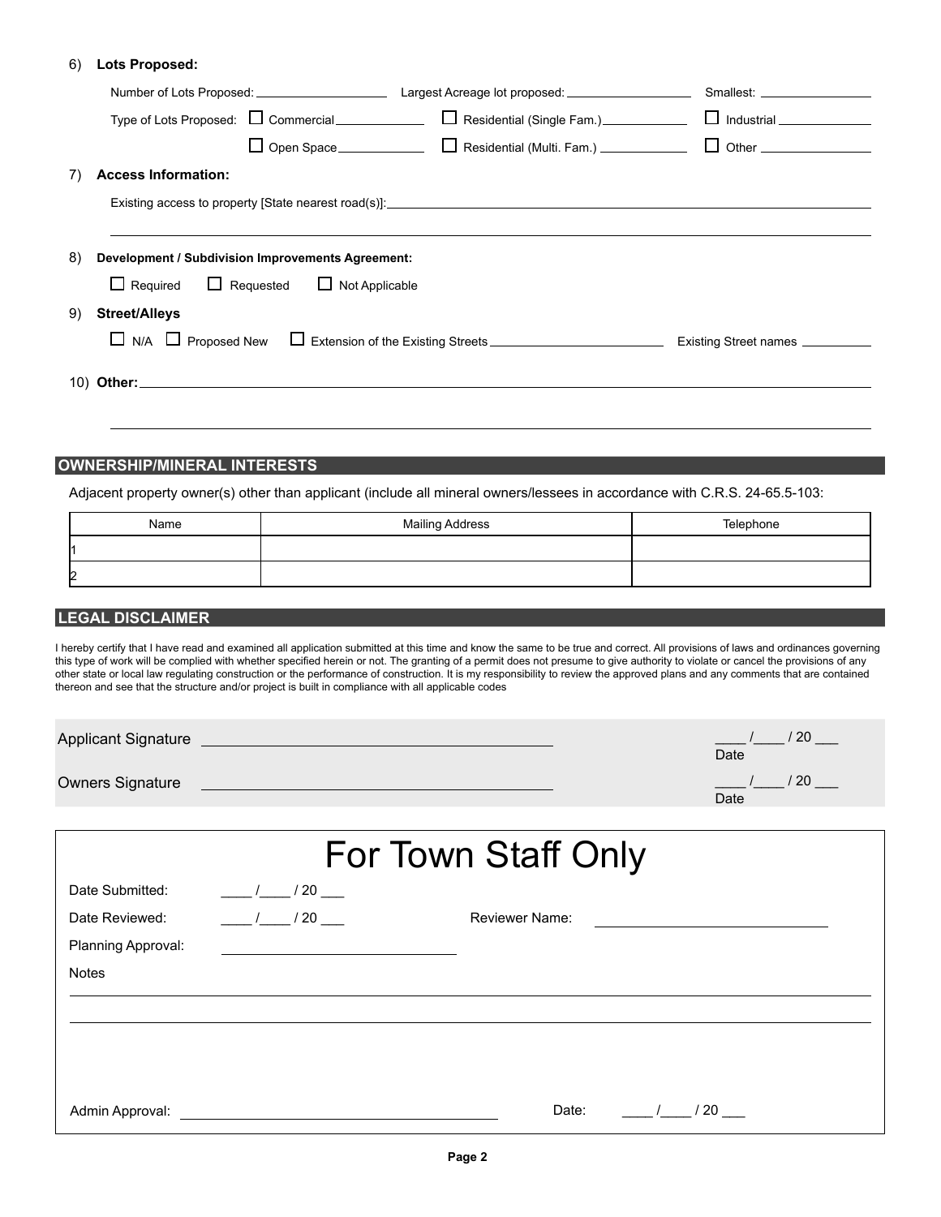6) **Lots Proposed:**

Number of Lots Proposed: ____________ Largest Acreage lot proposed: ____________ Smallest: ____________

Type of Lots Proposed: ☐ Commercial ____________ ☐ Residential (Single Fam.) ____________ ☐ Industrial ____________

☐ Open Space ____________ ☐ Residential (Multi. Fam.) ____________ ☐ Other ____________

7) **Access Information:**

Existing access to property [State nearest road(s)]: ____________________________________________

____________________________________________

8) **Development / Subdivision Improvements Agreement:**

☐ Required ☐ Requested ☐ Not Applicable

9) **Street/Alleys**

☐ N/A ☐ Proposed New ☐ Extension of the Existing Streets ____________ Existing Street names ____________

10) **Other:** ____________________________________________

____________________________________________

## OWNERSHIP/MINERAL INTERESTS

Adjacent property owner(s) other than applicant (include all mineral owners/lessees in accordance with C.R.S. 24-65.5-103:

| Name | Mailing Address | Telephone |
|---|---|---|
| 1 | | |
| 2 | | |

## LEGAL DISCLAIMER

I hereby certify that I have read and examined all application submitted at this time and know the same to be true and correct. All provisions of laws and ordinances governing this type of work will be complied with whether specified herein or not. The granting of a permit does not presume to give authority to violate or cancel the provisions of any other state or local law regulating construction or the performance of construction. It is my responsibility to review the approved plans and any comments that are contained thereon and see that the structure and/or project is built in compliance with all applicable codes

Applicant Signature ____________________________ ____ /____ / 20 ___ Date

Owners Signature ____________________________ ____ /____ / 20 ___ Date

# For Town Staff Only

Date Submitted: ____ /____ / 20 ___

Date Reviewed: ____ /____ / 20 ___ Reviewer Name: ____________________

Planning Approval: ____________________

Notes

____________________________________________

____________________________________________

Admin Approval: ____________________________ Date: ____ /____ / 20 ___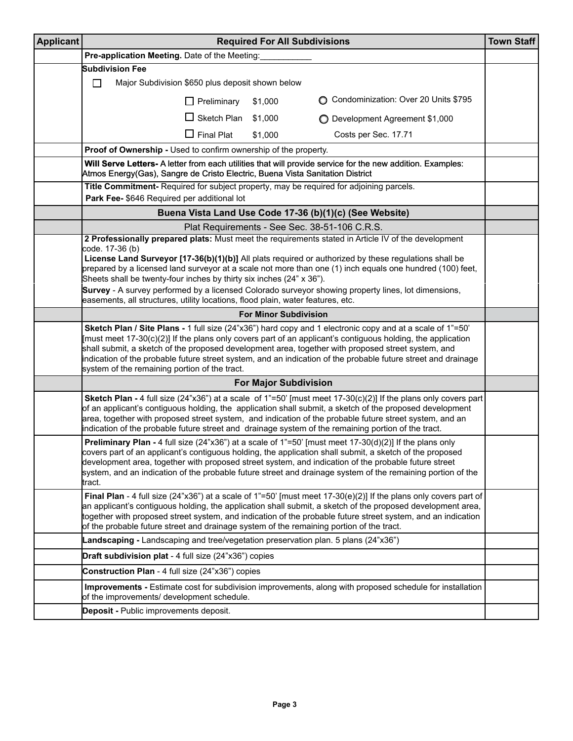| Applicant | Required For All Subdivisions | Town Staff |
|---|---|---|
| | **Pre-application Meeting.** Date of the Meeting:___________ | |
| | **Subdivision Fee**<br>☐ Major Subdivision $650 plus deposit shown below<br>☐ Preliminary $1,000 ○ Condominization: Over 20 Units $795<br>☐ Sketch Plan $1,000 ○ Development Agreement $1,000<br>☐ Final Plat $1,000 Costs per Sec. 17.71 | |
| | **Proof of Ownership -** Used to confirm ownership of the property. | |
| | **Will Serve Letters-** A letter from each utilities that will provide service for the new addition. Examples: Atmos Energy(Gas), Sangre de Cristo Electric, Buena Vista Sanitation District | |
| | **Title Commitment-** Required for subject property, may be required for adjoining parcels.<br>**Park Fee-** $646 Required per additional lot | |
| | **Buena Vista Land Use Code 17-36 (b)(1)(c) (See Website)** | |
| | Plat Requirements - See Sec. 38-51-106 C.R.S. | |
| | **2 Professionally prepared plats:** Must meet the requirements stated in Article IV of the development code. 17-36 (b)<br>**License Land Surveyor [17-36(b)(1)(b)]** All plats required or authorized by these regulations shall be prepared by a licensed land surveyor at a scale not more than one (1) inch equals one hundred (100) feet, Sheets shall be twenty-four inches by thirty six inches (24" x 36").<br>**Survey** - A survey performed by a licensed Colorado surveyor showing property lines, lot dimensions, easements, all structures, utility locations, flood plain, water features, etc. | |
| | **For Minor Subdivision** | |
| | **Sketch Plan / Site Plans -** 1 full size (24"x36") hard copy and 1 electronic copy and at a scale of 1"=50' [must meet 17-30(c)(2)] If the plans only covers part of an applicant's contiguous holding, the application shall submit, a sketch of the proposed development area, together with proposed street system, and indication of the probable future street system, and an indication of the probable future street and drainage system of the remaining portion of the tract. | |
| | **For Major Subdivision** | |
| | **Sketch Plan -** 4 full size (24"x36") at a scale of 1"=50' [must meet 17-30(c)(2)] If the plans only covers part of an applicant's contiguous holding, the application shall submit, a sketch of the proposed development area, together with proposed street system, and indication of the probable future street system, and an indication of the probable future street and drainage system of the remaining portion of the tract. | |
| | **Preliminary Plan -** 4 full size (24"x36") at a scale of 1"=50' [must meet 17-30(d)(2)] If the plans only covers part of an applicant's contiguous holding, the application shall submit, a sketch of the proposed development area, together with proposed street system, and indication of the probable future street system, and an indication of the probable future street and drainage system of the remaining portion of the tract. | |
| | **Final Plan** - 4 full size (24"x36") at a scale of 1"=50' [must meet 17-30(e)(2)] If the plans only covers part of an applicant's contiguous holding, the application shall submit, a sketch of the proposed development area, together with proposed street system, and indication of the probable future street system, and an indication of the probable future street and drainage system of the remaining portion of the tract. | |
| | **Landscaping -** Landscaping and tree/vegetation preservation plan. 5 plans (24"x36") | |
| | **Draft subdivision plat** - 4 full size (24"x36") copies | |
| | **Construction Plan** - 4 full size (24"x36") copies | |
| | **Improvements -** Estimate cost for subdivision improvements, along with proposed schedule for installation of the improvements/ development schedule. | |
| | **Deposit -** Public improvements deposit. | |